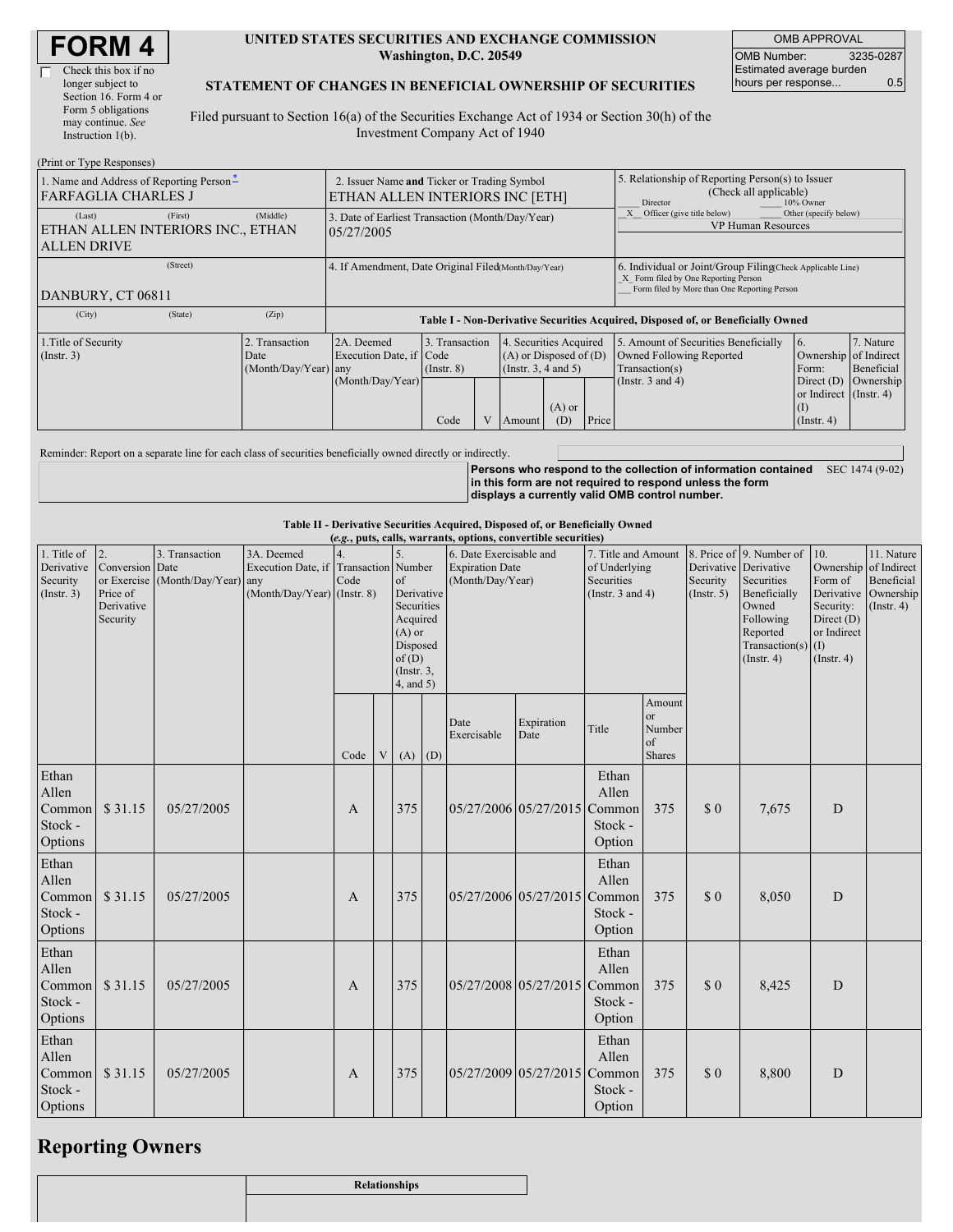# FORM 4

☐ Check this box if no longer subject to Section 16. Form 4 or Form 5 obligations may continue. *See* Instruction 1(b).

**UNITED STATES SECURITIES AND EXCHANGE COMMISSION**
**Washington, D.C. 20549**

**STATEMENT OF CHANGES IN BENEFICIAL OWNERSHIP OF SECURITIES**

Filed pursuant to Section 16(a) of the Securities Exchange Act of 1934 or Section 30(h) of the Investment Company Act of 1940

| OMB APPROVAL | |
|---|---|
| OMB Number: | 3235-0287 |
| Estimated average burden hours per response... | 0.5 |

(Print or Type Responses)

| 1. Name and Address of Reporting Person* | 2. Issuer Name and Ticker or Trading Symbol | 5. Relationship of Reporting Person(s) to Issuer (Check all applicable) |
|---|---|---|
| FARFAGLIA CHARLES J | ETHAN ALLEN INTERIORS INC [ETH] | ___ Director ___ 10% Owner |
| (Last) (First) (Middle) ETHAN ALLEN INTERIORS INC., ETHAN ALLEN DRIVE | 3. Date of Earliest Transaction (Month/Day/Year) 05/27/2005 | _X_ Officer (give title below) ___ Other (specify below) VP Human Resources |
| (Street) DANBURY, CT 06811 | 4. If Amendment, Date Original Filed(Month/Day/Year) | 6. Individual or Joint/Group Filing(Check Applicable Line) _X_ Form filed by One Reporting Person ___ Form filed by More than One Reporting Person |
| (City) (State) (Zip) | | |

**Table I - Non-Derivative Securities Acquired, Disposed of, or Beneficially Owned**

| 1.Title of Security (Instr. 3) | 2. Transaction Date (Month/Day/Year) | 2A. Deemed Execution Date, if any (Month/Day/Year) | 3. Transaction Code (Instr. 8) | | 4. Securities Acquired (A) or Disposed of (D) (Instr. 3, 4 and 5) | | | 5. Amount of Securities Beneficially Owned Following Reported Transaction(s) (Instr. 3 and 4) | 6. Ownership Form: Direct (D) or Indirect (I) (Instr. 4) | 7. Nature of Indirect Beneficial Ownership (Instr. 4) |
|---|---|---|---|---|---|---|---|---|---|---|
| | | | Code | V | Amount | (A) or (D) | Price | | | |

Reminder: Report on a separate line for each class of securities beneficially owned directly or indirectly.

**Persons who respond to the collection of information contained in this form are not required to respond unless the form displays a currently valid OMB control number.** SEC 1474 (9-02)

**Table II - Derivative Securities Acquired, Disposed of, or Beneficially Owned**
**(*e.g.*, puts, calls, warrants, options, convertible securities)**

| 1. Title of Derivative Security (Instr. 3) | 2. Conversion or Exercise Price of Derivative Security | 3. Transaction Date (Month/Day/Year) | 3A. Deemed Execution Date, if any (Month/Day/Year) | 4. Transaction Code (Instr. 8) | | 5. Number of Derivative Securities Acquired (A) or Disposed of (D) (Instr. 3, 4, and 5) | | 6. Date Exercisable and Expiration Date (Month/Day/Year) | | 7. Title and Amount of Underlying Securities (Instr. 3 and 4) | | 8. Price of Derivative Security (Instr. 5) | 9. Number of Derivative Securities Beneficially Owned Following Reported Transaction(s) (Instr. 4) | 10. Ownership Form of Derivative Security: Direct (D) or Indirect (I) (Instr. 4) | 11. Nature of Indirect Beneficial Ownership (Instr. 4) |
|---|---|---|---|---|---|---|---|---|---|---|---|---|---|---|---|
| | | | | Code | V | (A) | (D) | Date Exercisable | Expiration Date | Title | Amount or Number of Shares | | | | |
| Ethan Allen Common Stock - Options | $ 31.15 | 05/27/2005 | | A | | 375 | | 05/27/2006 | 05/27/2015 | Ethan Allen Common Stock - Option | 375 | $ 0 | 7,675 | D | |
| Ethan Allen Common Stock - Options | $ 31.15 | 05/27/2005 | | A | | 375 | | 05/27/2006 | 05/27/2015 | Ethan Allen Common Stock - Option | 375 | $ 0 | 8,050 | D | |
| Ethan Allen Common Stock - Options | $ 31.15 | 05/27/2005 | | A | | 375 | | 05/27/2008 | 05/27/2015 | Ethan Allen Common Stock - Option | 375 | $ 0 | 8,425 | D | |
| Ethan Allen Common Stock - Options | $ 31.15 | 05/27/2005 | | A | | 375 | | 05/27/2009 | 05/27/2015 | Ethan Allen Common Stock - Option | 375 | $ 0 | 8,800 | D | |

## Reporting Owners

| | Relationships |
|---|---|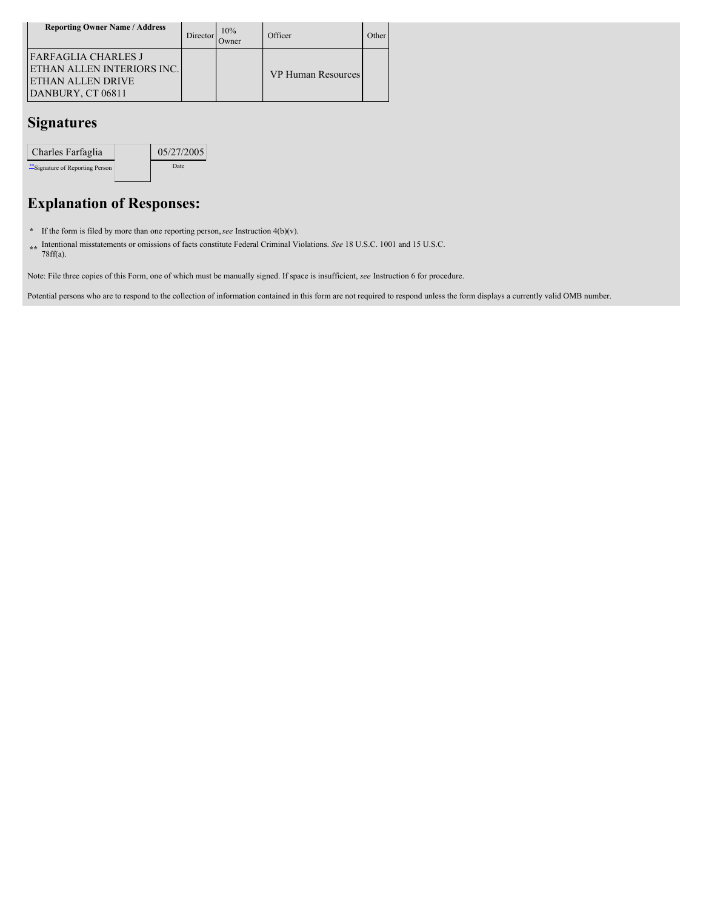| Reporting Owner Name / Address | Director | 10% Owner | Officer | Other |
| --- | --- | --- | --- | --- |
| FARFAGLIA CHARLES J<br>ETHAN ALLEN INTERIORS INC.<br>ETHAN ALLEN DRIVE<br>DANBURY, CT 06811 | | | VP Human Resources | |

## Signatures

| Charles Farfaglia | | 05/27/2005 |
| --- | --- | --- |
| **Signature of Reporting Person | | Date |

## Explanation of Responses:

\* If the form is filed by more than one reporting person, *see* Instruction 4(b)(v).

\*\* Intentional misstatements or omissions of facts constitute Federal Criminal Violations. *See* 18 U.S.C. 1001 and 15 U.S.C. 78ff(a).

Note: File three copies of this Form, one of which must be manually signed. If space is insufficient, *see* Instruction 6 for procedure.

Potential persons who are to respond to the collection of information contained in this form are not required to respond unless the form displays a currently valid OMB number.